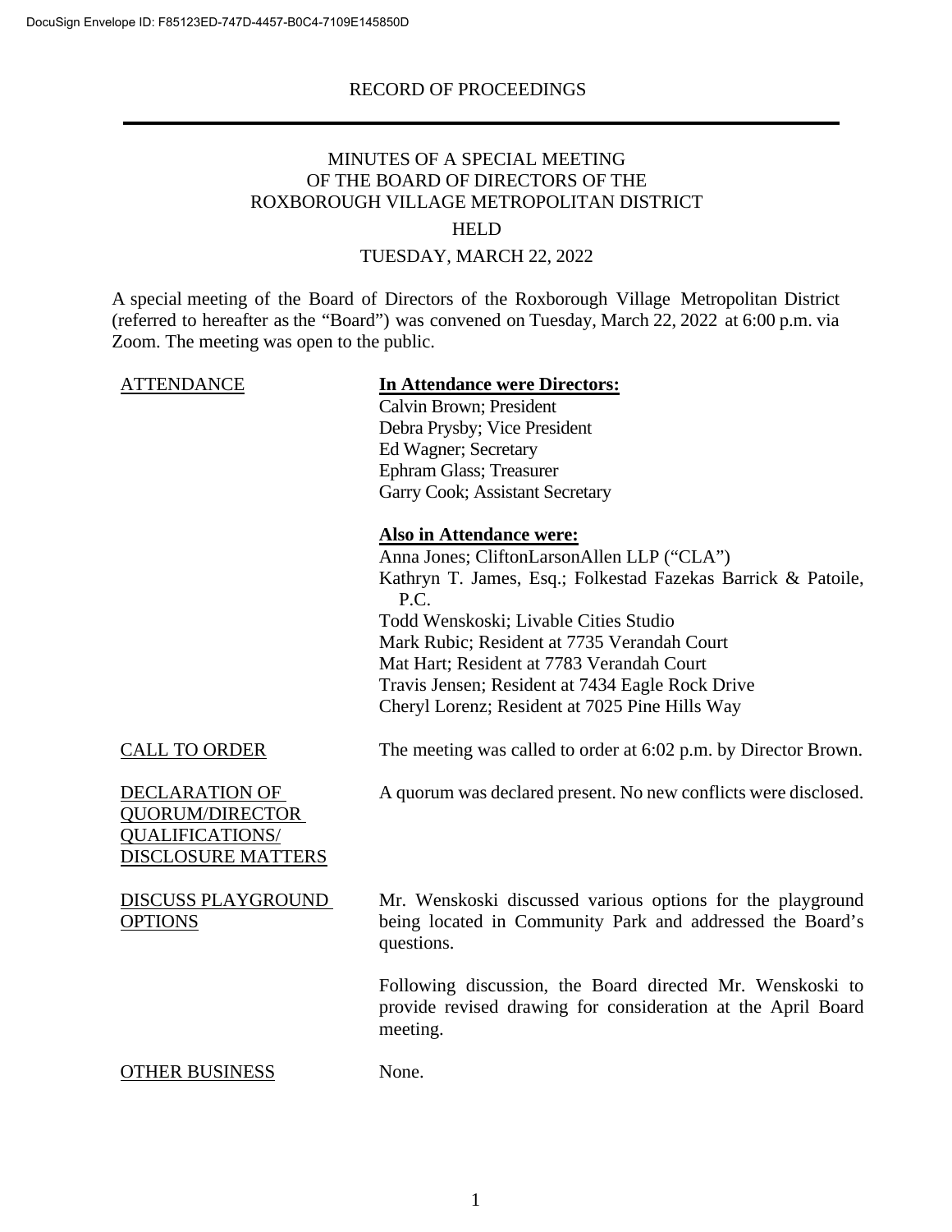DocuSign Envelope ID: F85123ED-747D-4457-B0C4-7109E145850D

RECORD OF PROCEEDINGS

# MINUTES OF A SPECIAL MEETING OF THE BOARD OF DIRECTORS OF THE ROXBOROUGH VILLAGE METROPOLITAN DISTRICT HELD TUESDAY, MARCH 22, 2022

A special meeting of the Board of Directors of the Roxborough Village Metropolitan District (referred to hereafter as the "Board") was convened on Tuesday, March 22, 2022 at 6:00 p.m. via Zoom. The meeting was open to the public.

| | |
|---|---|
| ATTENDANCE | **In Attendance were Directors:**<br>Calvin Brown; President<br>Debra Prysby; Vice President<br>Ed Wagner; Secretary<br>Ephram Glass; Treasurer<br>Garry Cook; Assistant Secretary<br><br>**Also in Attendance were:**<br>Anna Jones; CliftonLarsonAllen LLP ("CLA")<br>Kathryn T. James, Esq.; Folkestad Fazekas Barrick & Patoile, P.C.<br>Todd Wenskoski; Livable Cities Studio<br>Mark Rubic; Resident at 7735 Verandah Court<br>Mat Hart; Resident at 7783 Verandah Court<br>Travis Jensen; Resident at 7434 Eagle Rock Drive<br>Cheryl Lorenz; Resident at 7025 Pine Hills Way |
| CALL TO ORDER | The meeting was called to order at 6:02 p.m. by Director Brown. |
| DECLARATION OF QUORUM/DIRECTOR QUALIFICATIONS/ DISCLOSURE MATTERS | A quorum was declared present. No new conflicts were disclosed. |
| DISCUSS PLAYGROUND OPTIONS | Mr. Wenskoski discussed various options for the playground being located in Community Park and addressed the Board's questions.<br><br>Following discussion, the Board directed Mr. Wenskoski to provide revised drawing for consideration at the April Board meeting. |
| OTHER BUSINESS | None. |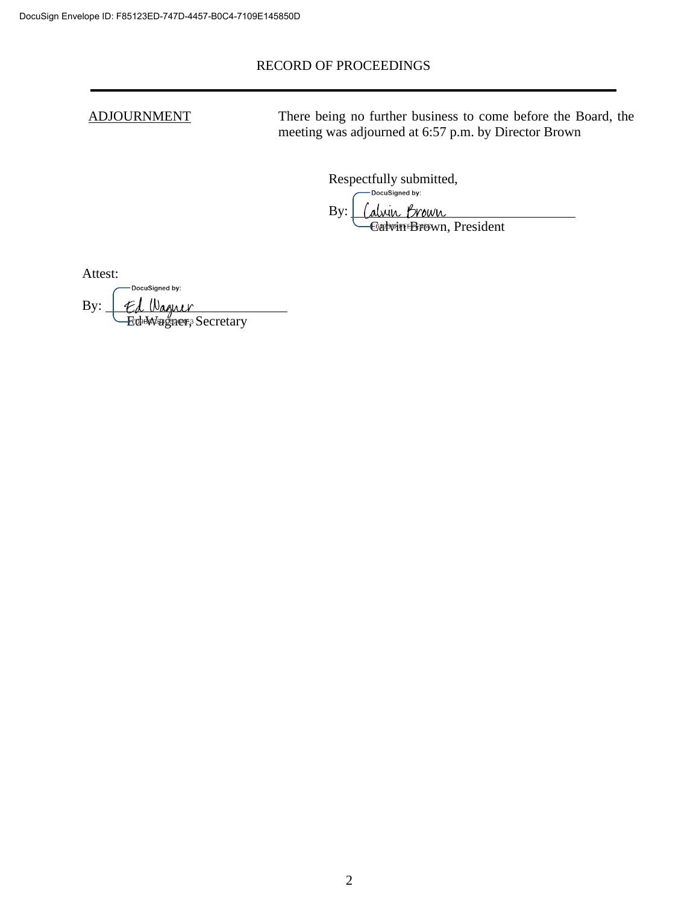DocuSign Envelope ID: F85123ED-747D-4457-B0C4-7109E145850D

RECORD OF PROCEEDINGS

ADJOURNMENT — There being no further business to come before the Board, the meeting was adjourned at 6:57 p.m. by Director Brown

Respectfully submitted,

DocuSigned by:

By: Calvin Brown

Calvin Brown, President

Attest:

DocuSigned by:

By: Ed Wagner

Ed Wagner, Secretary